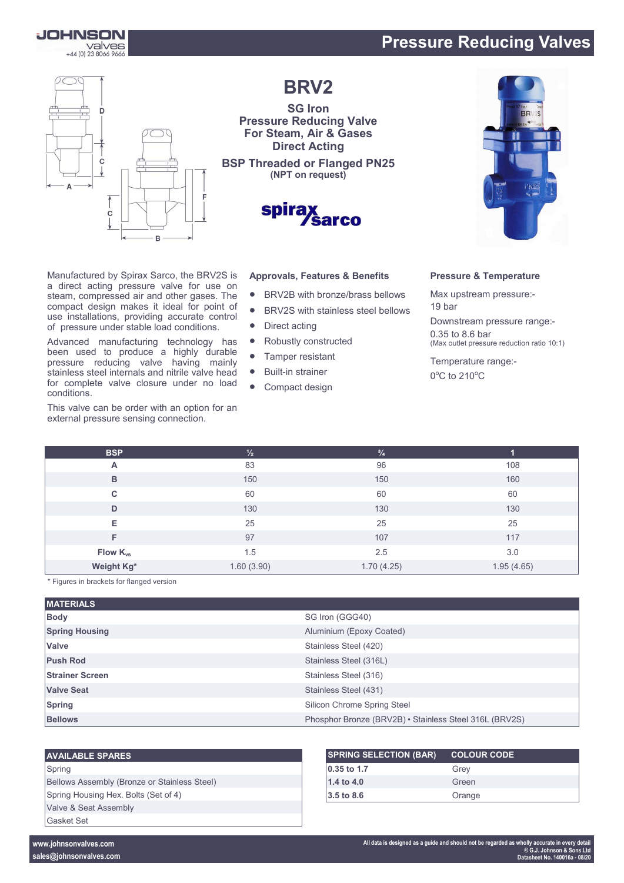# Pressure Reducing Valves

# BRV2

**SG Iron**
**Pressure Reducing Valve**
**For Steam, Air & Gases**
**Direct Acting**

**BSP Threaded or Flanged PN25**
**(NPT on request)**

Manufactured by Spirax Sarco, the BRV2S is a direct acting pressure valve for use on steam, compressed air and other gases. The compact design makes it ideal for point of use installations, providing accurate control of pressure under stable load conditions.

Advanced manufacturing technology has been used to produce a highly durable pressure reducing valve having mainly stainless steel internals and nitrile valve head for complete valve closure under no load conditions.

This valve can be order with an option for an external pressure sensing connection.

### Approvals, Features & Benefits

- BRV2B with bronze/brass bellows
- BRV2S with stainless steel bellows
- Direct acting
- Robustly constructed
- Tamper resistant
- Built-in strainer
- Compact design

### Pressure & Temperature

Max upstream pressure:-
19 bar

Downstream pressure range:-
0.35 to 8.6 bar
(Max outlet pressure reduction ratio 10:1)

Temperature range:-
0°C to 210°C

| BSP | ½ | ¾ | 1 |
|---|---|---|---|
| A | 83 | 96 | 108 |
| B | 150 | 150 | 160 |
| C | 60 | 60 | 60 |
| D | 130 | 130 | 130 |
| E | 25 | 25 | 25 |
| F | 97 | 107 | 117 |
| Flow $K_{vs}$ | 1.5 | 2.5 | 3.0 |
| Weight Kg* | 1.60 (3.90) | 1.70 (4.25) | 1.95 (4.65) |

\* Figures in brackets for flanged version

| MATERIALS | |
|---|---|
| **Body** | SG Iron (GGG40) |
| **Spring Housing** | Aluminium (Epoxy Coated) |
| **Valve** | Stainless Steel (420) |
| **Push Rod** | Stainless Steel (316L) |
| **Strainer Screen** | Stainless Steel (316) |
| **Valve Seat** | Stainless Steel (431) |
| **Spring** | Silicon Chrome Spring Steel |
| **Bellows** | Phosphor Bronze (BRV2B) • Stainless Steel 316L (BRV2S) |

| AVAILABLE SPARES |
|---|
| Spring |
| Bellows Assembly (Bronze or Stainless Steel) |
| Spring Housing Hex. Bolts (Set of 4) |
| Valve & Seat Assembly |
| Gasket Set |

| SPRING SELECTION (BAR) | COLOUR CODE |
|---|---|
| **0.35 to 1.7** | Grey |
| **1.4 to 4.0** | Green |
| **3.5 to 8.6** | Orange |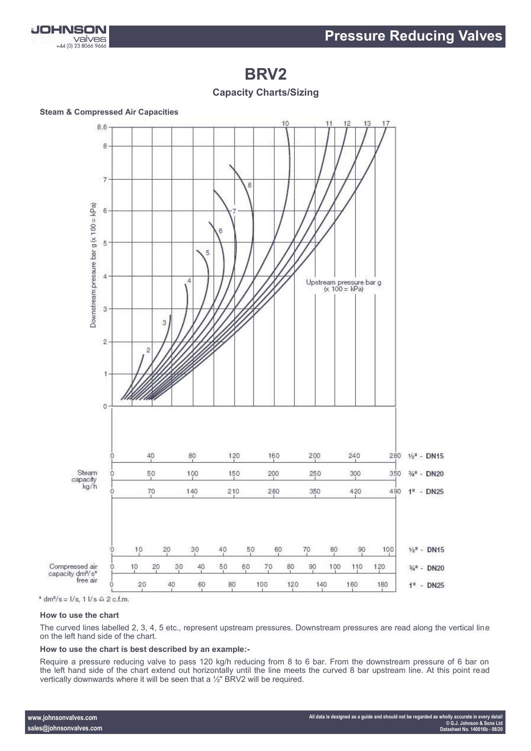# BRV2

## Capacity Charts/Sizing

**Steam & Compressed Air Capacities**

Downstream pressure bar g (x 100 = kPa)

8.6, 8, 7, 6, 5, 4, 3, 2, 1, 0

2, 3, 4, 5, 6, 7, 8, 10, 11, 12, 13, 17

Upstream pressure bar g (x 100 = kPa)

Steam capacity kg/h

0 40 80 120 160 200 240 280 ½" - DN15

0 50 100 150 200 250 300 350 ¾" - DN20

0 70 140 210 280 350 420 490 1" - DN25

Compressed air capacity dm³/s* free air

0 10 20 30 40 50 60 70 80 90 100 ½" - DN15

0 10 20 30 40 50 60 70 80 90 100 110 120 ¾" - DN20

0 20 40 60 80 100 120 140 160 180 1" - DN25

* dm³/s = l/s, 1 l/s ≙ 2 c.f.m.

### How to use the chart

The curved lines labelled 2, 3, 4, 5 etc., represent upstream pressures. Downstream pressures are read along the vertical line on the left hand side of the chart.

### How to use the chart is best described by an example:-

Require a pressure reducing valve to pass 120 kg/h reducing from 8 to 6 bar. From the downstream pressure of 6 bar on the left hand side of the chart extend out horizontally until the line meets the curved 8 bar upstream line. At this point read vertically downwards where it will be seen that a ½" BRV2 will be required.